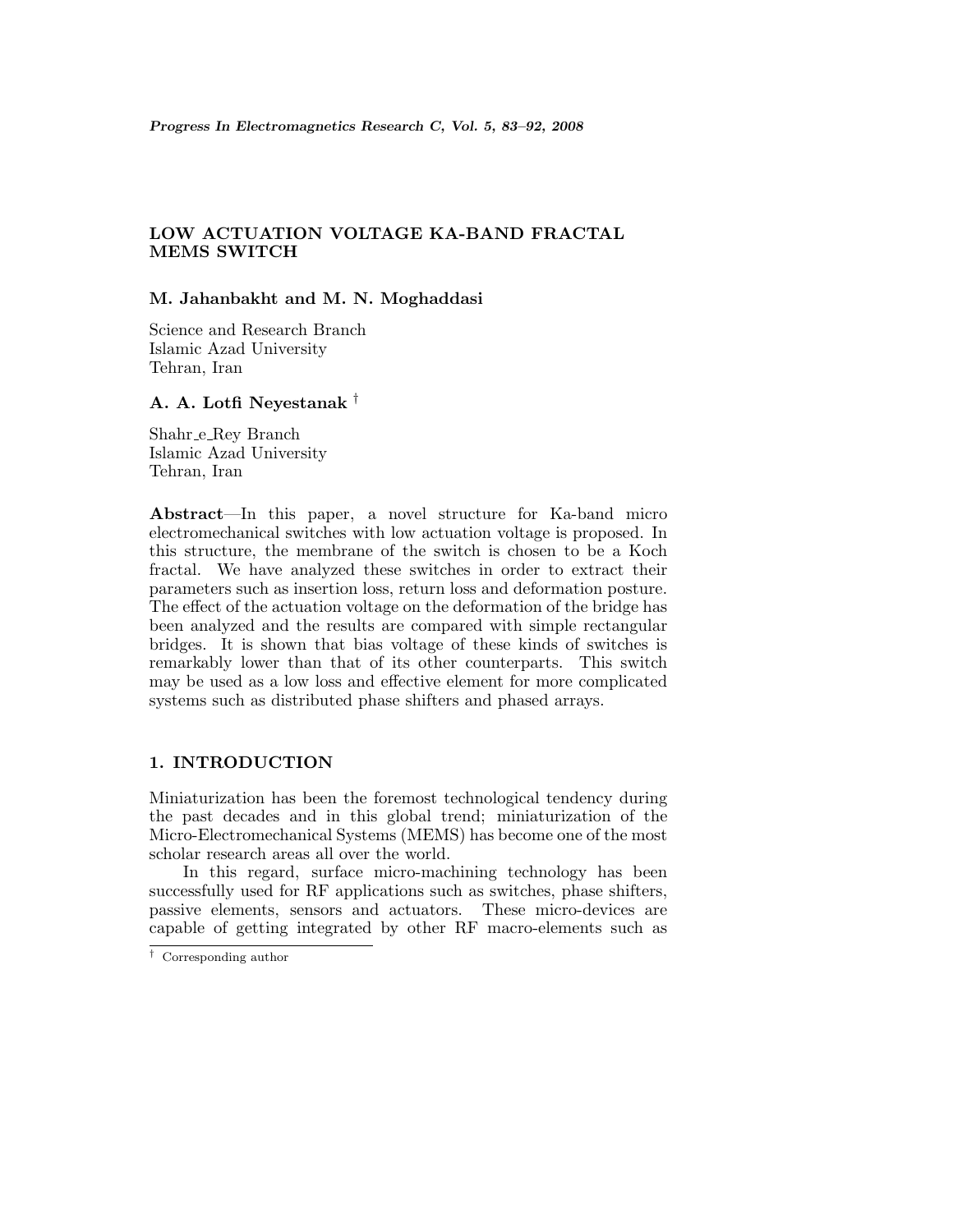# LOW ACTUATION VOLTAGE KA-BAND FRACTAL MEMS SWITCH

**M. Jahanbakht and M. N. Moghaddasi**

Science and Research Branch
Islamic Azad University
Tehran, Iran

**A. A. Lotfi Neyestanak** [†]

Shahr_e_Rey Branch
Islamic Azad University
Tehran, Iran

**Abstract**—In this paper, a novel structure for Ka-band micro electromechanical switches with low actuation voltage is proposed. In this structure, the membrane of the switch is chosen to be a Koch fractal. We have analyzed these switches in order to extract their parameters such as insertion loss, return loss and deformation posture. The effect of the actuation voltage on the deformation of the bridge has been analyzed and the results are compared with simple rectangular bridges. It is shown that bias voltage of these kinds of switches is remarkably lower than that of its other counterparts. This switch may be used as a low loss and effective element for more complicated systems such as distributed phase shifters and phased arrays.

## 1. INTRODUCTION

Miniaturization has been the foremost technological tendency during the past decades and in this global trend; miniaturization of the Micro-Electromechanical Systems (MEMS) has become one of the most scholar research areas all over the world.

In this regard, surface micro-machining technology has been successfully used for RF applications such as switches, phase shifters, passive elements, sensors and actuators. These micro-devices are capable of getting integrated by other RF macro-elements such as

[†] Corresponding author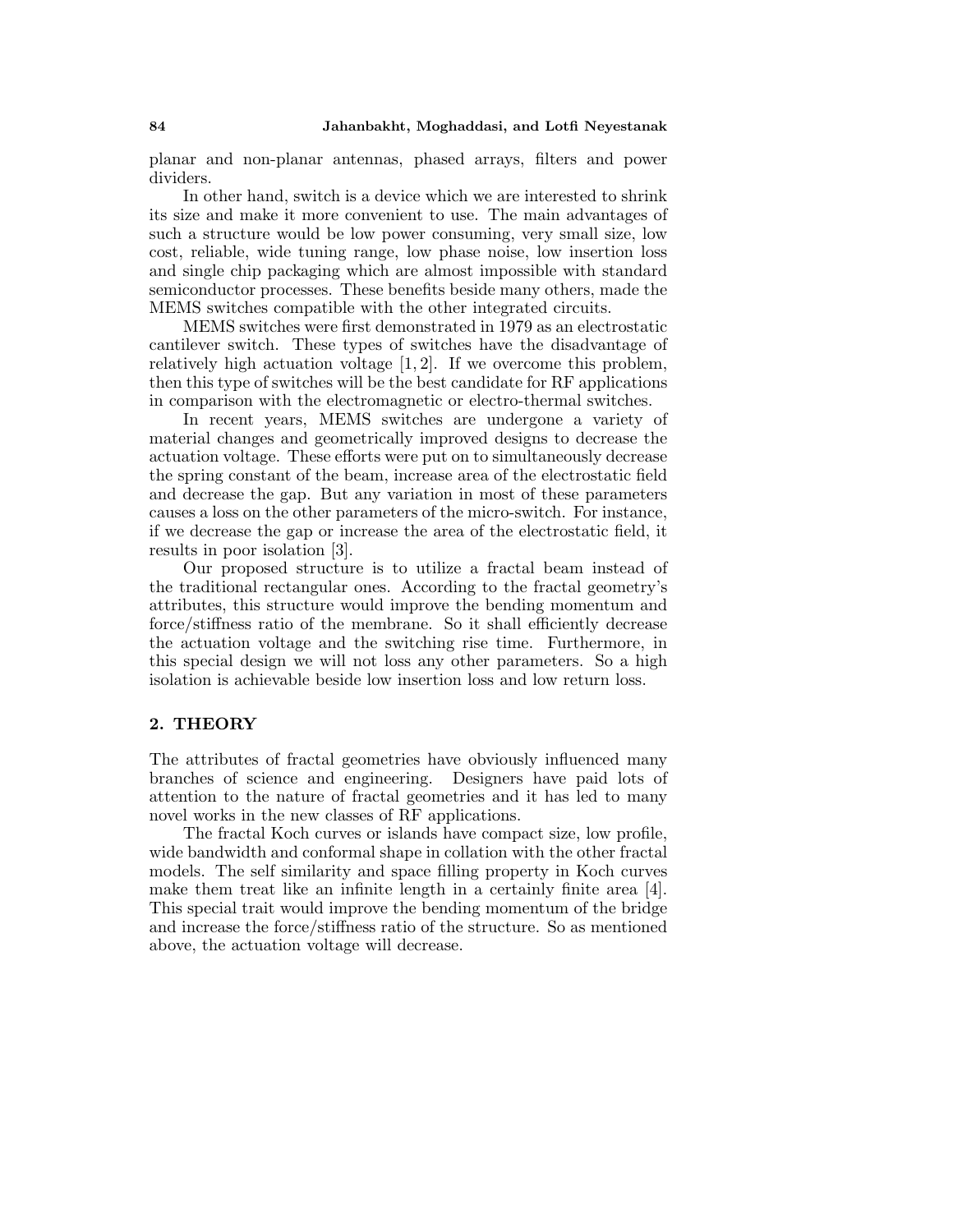planar and non-planar antennas, phased arrays, filters and power dividers.

In other hand, switch is a device which we are interested to shrink its size and make it more convenient to use. The main advantages of such a structure would be low power consuming, very small size, low cost, reliable, wide tuning range, low phase noise, low insertion loss and single chip packaging which are almost impossible with standard semiconductor processes. These benefits beside many others, made the MEMS switches compatible with the other integrated circuits.

MEMS switches were first demonstrated in 1979 as an electrostatic cantilever switch. These types of switches have the disadvantage of relatively high actuation voltage [1, 2]. If we overcome this problem, then this type of switches will be the best candidate for RF applications in comparison with the electromagnetic or electro-thermal switches.

In recent years, MEMS switches are undergone a variety of material changes and geometrically improved designs to decrease the actuation voltage. These efforts were put on to simultaneously decrease the spring constant of the beam, increase area of the electrostatic field and decrease the gap. But any variation in most of these parameters causes a loss on the other parameters of the micro-switch. For instance, if we decrease the gap or increase the area of the electrostatic field, it results in poor isolation [3].

Our proposed structure is to utilize a fractal beam instead of the traditional rectangular ones. According to the fractal geometry's attributes, this structure would improve the bending momentum and force/stiffness ratio of the membrane. So it shall efficiently decrease the actuation voltage and the switching rise time. Furthermore, in this special design we will not loss any other parameters. So a high isolation is achievable beside low insertion loss and low return loss.

## 2. THEORY

The attributes of fractal geometries have obviously influenced many branches of science and engineering. Designers have paid lots of attention to the nature of fractal geometries and it has led to many novel works in the new classes of RF applications.

The fractal Koch curves or islands have compact size, low profile, wide bandwidth and conformal shape in collation with the other fractal models. The self similarity and space filling property in Koch curves make them treat like an infinite length in a certainly finite area [4]. This special trait would improve the bending momentum of the bridge and increase the force/stiffness ratio of the structure. So as mentioned above, the actuation voltage will decrease.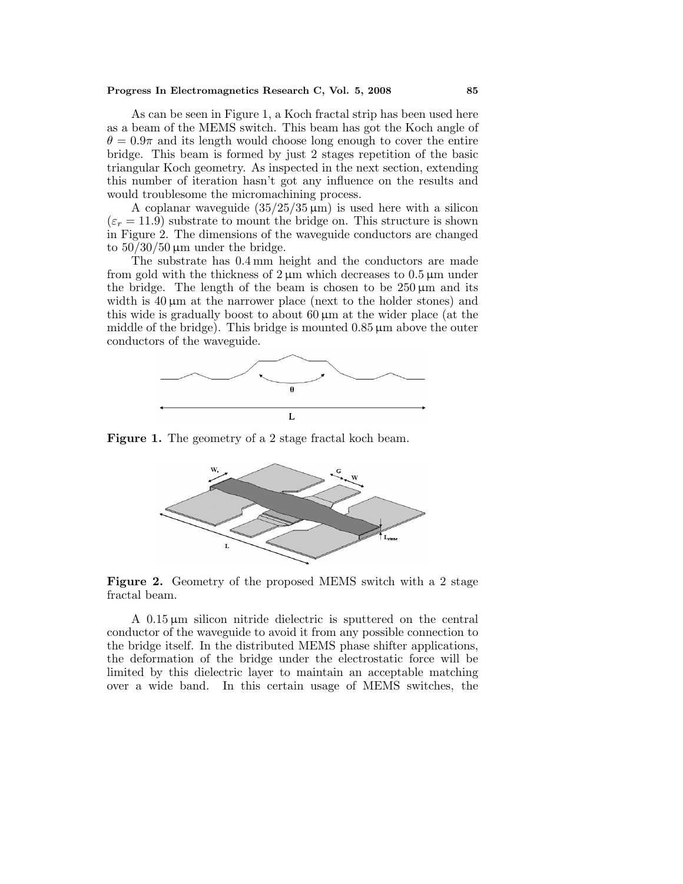As can be seen in Figure 1, a Koch fractal strip has been used here as a beam of the MEMS switch. This beam has got the Koch angle of $\theta = 0.9\pi$ and its length would choose long enough to cover the entire bridge. This beam is formed by just 2 stages repetition of the basic triangular Koch geometry. As inspected in the next section, extending this number of iteration hasn't got any influence on the results and would troublesome the micromachining process.

A coplanar waveguide (35/25/35 μm) is used here with a silicon ($\varepsilon_r = 11.9$) substrate to mount the bridge on. This structure is shown in Figure 2. The dimensions of the waveguide conductors are changed to 50/30/50 μm under the bridge.

The substrate has 0.4 mm height and the conductors are made from gold with the thickness of 2 μm which decreases to 0.5 μm under the bridge. The length of the beam is chosen to be 250 μm and its width is 40 μm at the narrower place (next to the holder stones) and this wide is gradually boost to about 60 μm at the wider place (at the middle of the bridge). This bridge is mounted 0.85 μm above the outer conductors of the waveguide.

**Figure 1.** The geometry of a 2 stage fractal koch beam.

**Figure 2.** Geometry of the proposed MEMS switch with a 2 stage fractal beam.

A 0.15 μm silicon nitride dielectric is sputtered on the central conductor of the waveguide to avoid it from any possible connection to the bridge itself. In the distributed MEMS phase shifter applications, the deformation of the bridge under the electrostatic force will be limited by this dielectric layer to maintain an acceptable matching over a wide band. In this certain usage of MEMS switches, the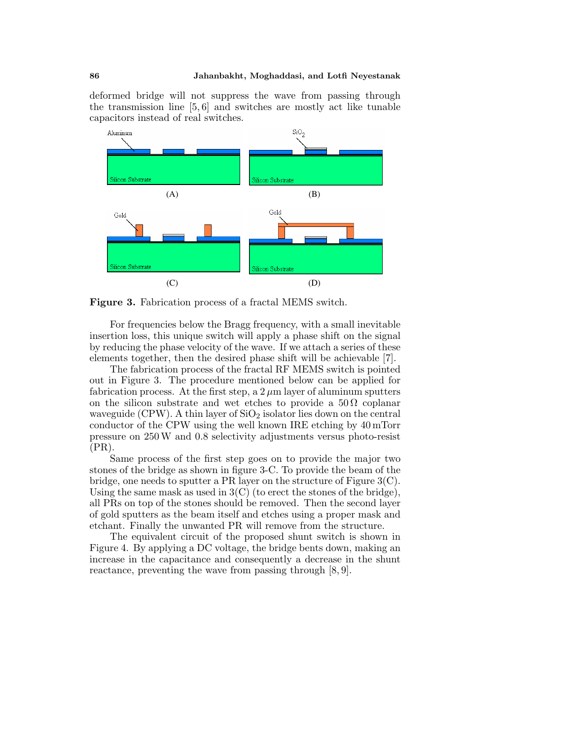deformed bridge will not suppress the wave from passing through the transmission line [5, 6] and switches are mostly act like tunable capacitors instead of real switches.

**Figure 3.** Fabrication process of a fractal MEMS switch.

For frequencies below the Bragg frequency, with a small inevitable insertion loss, this unique switch will apply a phase shift on the signal by reducing the phase velocity of the wave. If we attach a series of these elements together, then the desired phase shift will be achievable [7].

The fabrication process of the fractal RF MEMS switch is pointed out in Figure 3. The procedure mentioned below can be applied for fabrication process. At the first step, a $2\,\mu$m layer of aluminum sputters on the silicon substrate and wet etches to provide a $50\,\Omega$ coplanar waveguide (CPW). A thin layer of $SiO_2$ isolator lies down on the central conductor of the CPW using the well known IRE etching by 40 mTorr pressure on 250 W and 0.8 selectivity adjustments versus photo-resist (PR).

Same process of the first step goes on to provide the major two stones of the bridge as shown in figure 3-C. To provide the beam of the bridge, one needs to sputter a PR layer on the structure of Figure 3(C). Using the same mask as used in 3(C) (to erect the stones of the bridge), all PRs on top of the stones should be removed. Then the second layer of gold sputters as the beam itself and etches using a proper mask and etchant. Finally the unwanted PR will remove from the structure.

The equivalent circuit of the proposed shunt switch is shown in Figure 4. By applying a DC voltage, the bridge bents down, making an increase in the capacitance and consequently a decrease in the shunt reactance, preventing the wave from passing through [8, 9].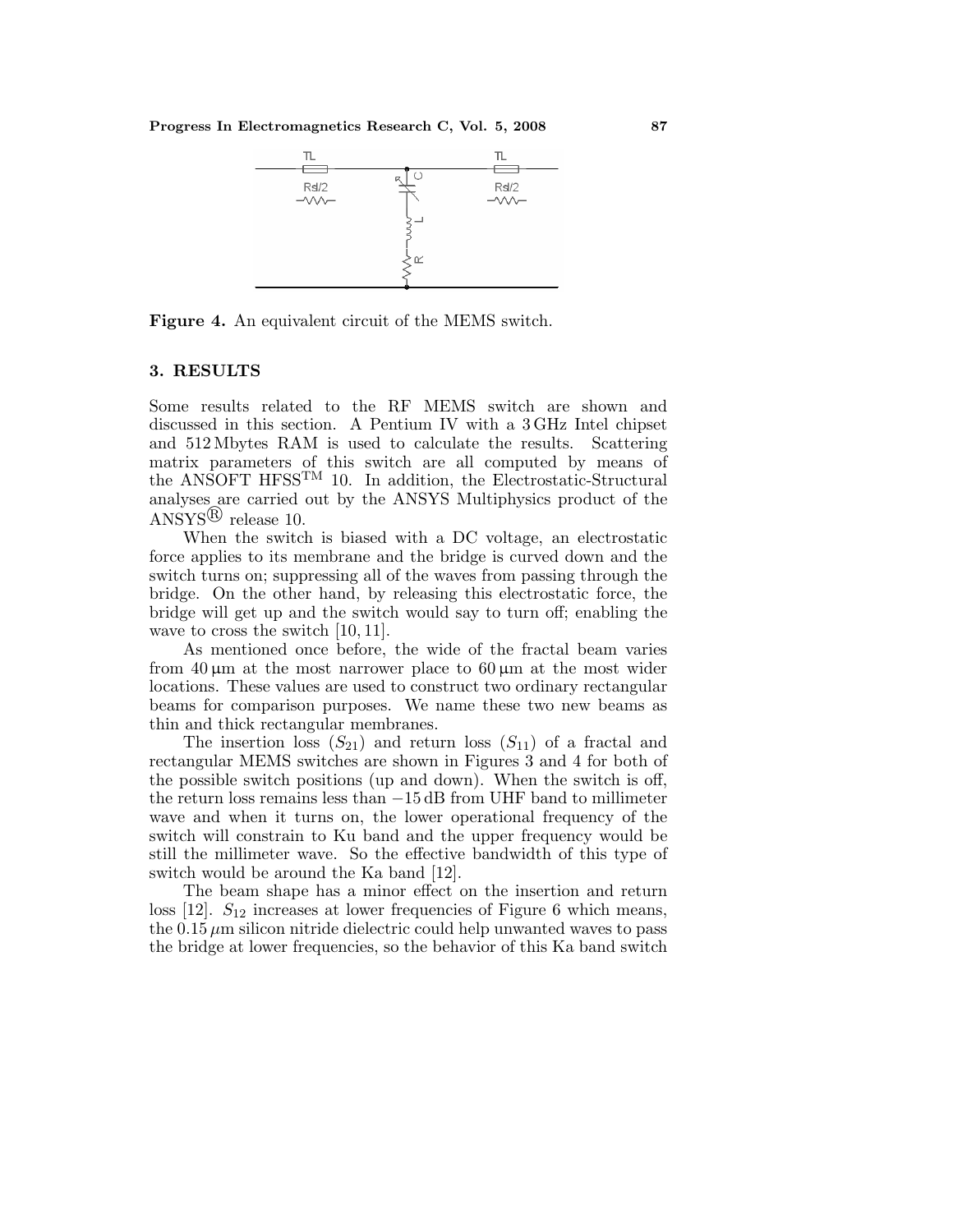Figure 4. An equivalent circuit of the MEMS switch.

## 3. RESULTS

Some results related to the RF MEMS switch are shown and discussed in this section. A Pentium IV with a 3 GHz Intel chipset and 512 Mbytes RAM is used to calculate the results. Scattering matrix parameters of this switch are all computed by means of the ANSOFT HFSS™ 10. In addition, the Electrostatic-Structural analyses are carried out by the ANSYS Multiphysics product of the ANSYS® release 10.

When the switch is biased with a DC voltage, an electrostatic force applies to its membrane and the bridge is curved down and the switch turns on; suppressing all of the waves from passing through the bridge. On the other hand, by releasing this electrostatic force, the bridge will get up and the switch would say to turn off; enabling the wave to cross the switch [10, 11].

As mentioned once before, the wide of the fractal beam varies from 40 μm at the most narrower place to 60 μm at the most wider locations. These values are used to construct two ordinary rectangular beams for comparison purposes. We name these two new beams as thin and thick rectangular membranes.

The insertion loss ($S_{21}$) and return loss ($S_{11}$) of a fractal and rectangular MEMS switches are shown in Figures 3 and 4 for both of the possible switch positions (up and down). When the switch is off, the return loss remains less than −15 dB from UHF band to millimeter wave and when it turns on, the lower operational frequency of the switch will constrain to Ku band and the upper frequency would be still the millimeter wave. So the effective bandwidth of this type of switch would be around the Ka band [12].

The beam shape has a minor effect on the insertion and return loss [12]. $S_{12}$ increases at lower frequencies of Figure 6 which means, the $0.15\,\mu$m silicon nitride dielectric could help unwanted waves to pass the bridge at lower frequencies, so the behavior of this Ka band switch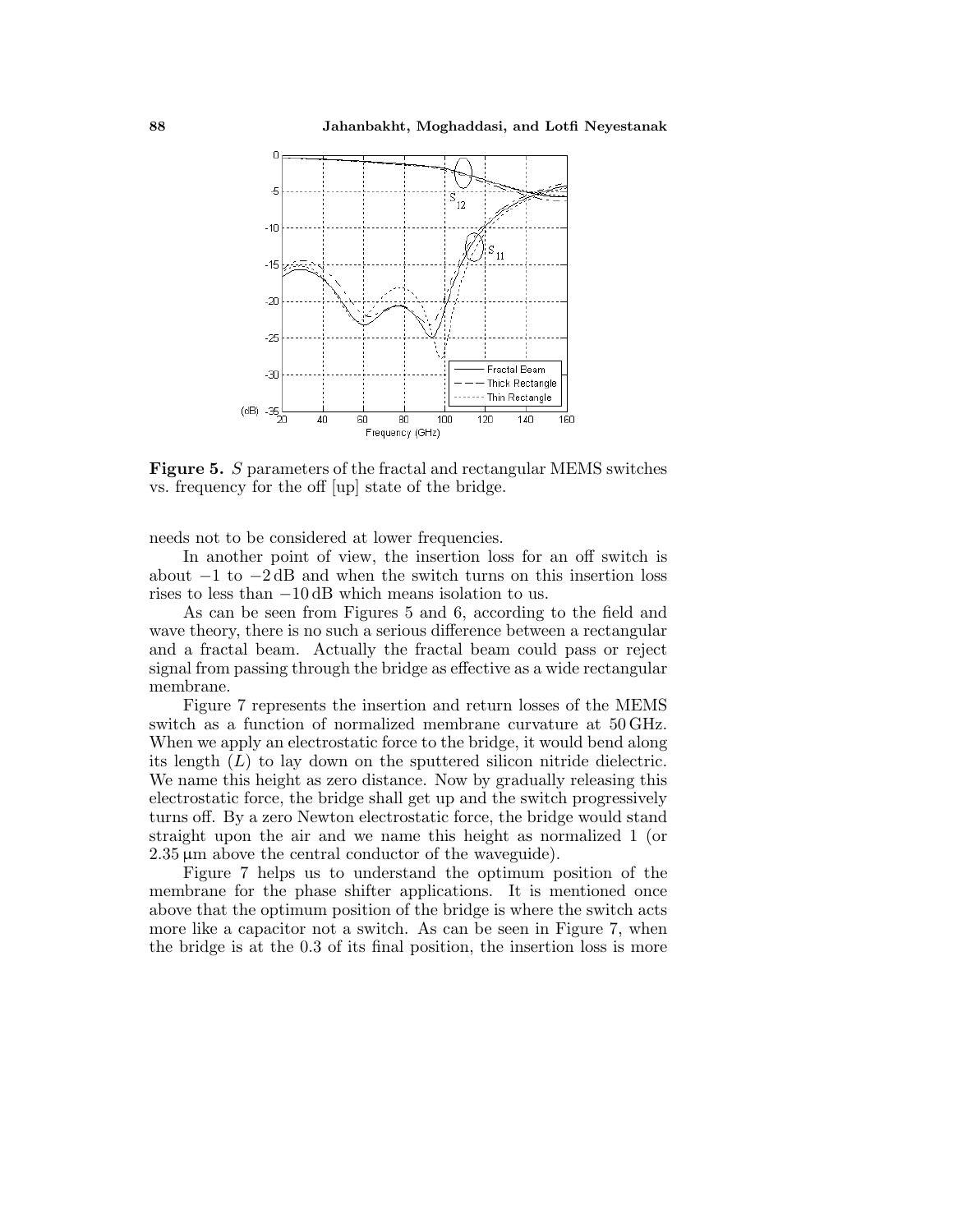**Figure 5.** $S$ parameters of the fractal and rectangular MEMS switches vs. frequency for the off [up] state of the bridge.

needs not to be considered at lower frequencies.

In another point of view, the insertion loss for an off switch is about $-1$ to $-2$ dB and when the switch turns on this insertion loss rises to less than $-10$ dB which means isolation to us.

As can be seen from Figures 5 and 6, according to the field and wave theory, there is no such a serious difference between a rectangular and a fractal beam. Actually the fractal beam could pass or reject signal from passing through the bridge as effective as a wide rectangular membrane.

Figure 7 represents the insertion and return losses of the MEMS switch as a function of normalized membrane curvature at 50 GHz. When we apply an electrostatic force to the bridge, it would bend along its length ($L$) to lay down on the sputtered silicon nitride dielectric. We name this height as zero distance. Now by gradually releasing this electrostatic force, the bridge shall get up and the switch progressively turns off. By a zero Newton electrostatic force, the bridge would stand straight upon the air and we name this height as normalized 1 (or 2.35 µm above the central conductor of the waveguide).

Figure 7 helps us to understand the optimum position of the membrane for the phase shifter applications. It is mentioned once above that the optimum position of the bridge is where the switch acts more like a capacitor not a switch. As can be seen in Figure 7, when the bridge is at the 0.3 of its final position, the insertion loss is more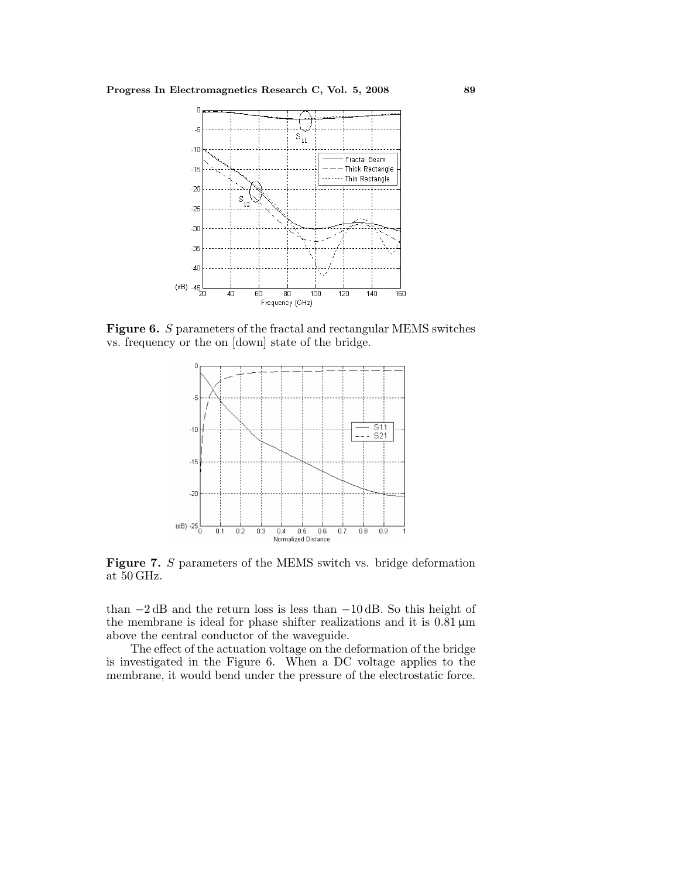**Figure 6.** $S$ parameters of the fractal and rectangular MEMS switches vs. frequency or the on [down] state of the bridge.

**Figure 7.** $S$ parameters of the MEMS switch vs. bridge deformation at 50 GHz.

than −2 dB and the return loss is less than −10 dB. So this height of the membrane is ideal for phase shifter realizations and it is 0.81 μm above the central conductor of the waveguide.

The effect of the actuation voltage on the deformation of the bridge is investigated in the Figure 6. When a DC voltage applies to the membrane, it would bend under the pressure of the electrostatic force.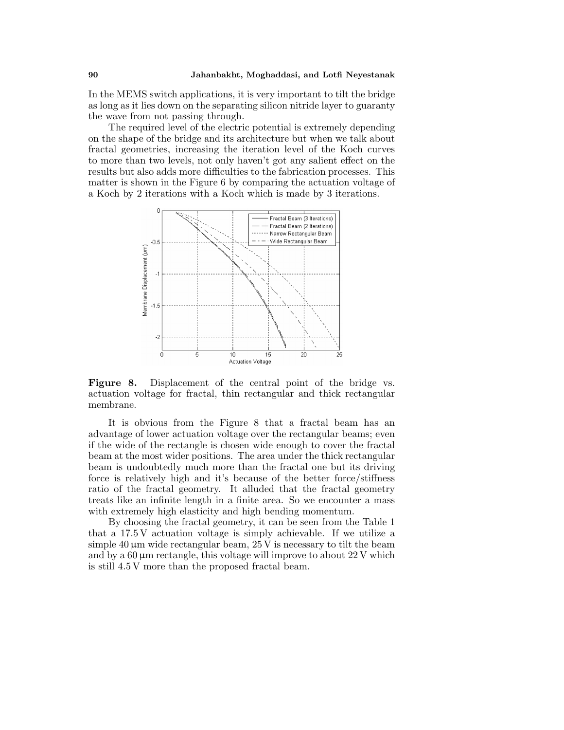In the MEMS switch applications, it is very important to tilt the bridge as long as it lies down on the separating silicon nitride layer to guaranty the wave from not passing through.

The required level of the electric potential is extremely depending on the shape of the bridge and its architecture but when we talk about fractal geometries, increasing the iteration level of the Koch curves to more than two levels, not only haven't got any salient effect on the results but also adds more difficulties to the fabrication processes. This matter is shown in the Figure 6 by comparing the actuation voltage of a Koch by 2 iterations with a Koch which is made by 3 iterations.

**Figure 8.** Displacement of the central point of the bridge vs. actuation voltage for fractal, thin rectangular and thick rectangular membrane.

It is obvious from the Figure 8 that a fractal beam has an advantage of lower actuation voltage over the rectangular beams; even if the wide of the rectangle is chosen wide enough to cover the fractal beam at the most wider positions. The area under the thick rectangular beam is undoubtedly much more than the fractal one but its driving force is relatively high and it's because of the better force/stiffness ratio of the fractal geometry. It alluded that the fractal geometry treats like an infinite length in a finite area. So we encounter a mass with extremely high elasticity and high bending momentum.

By choosing the fractal geometry, it can be seen from the Table 1 that a 17.5 V actuation voltage is simply achievable. If we utilize a simple 40 μm wide rectangular beam, 25 V is necessary to tilt the beam and by a 60 μm rectangle, this voltage will improve to about 22 V which is still 4.5 V more than the proposed fractal beam.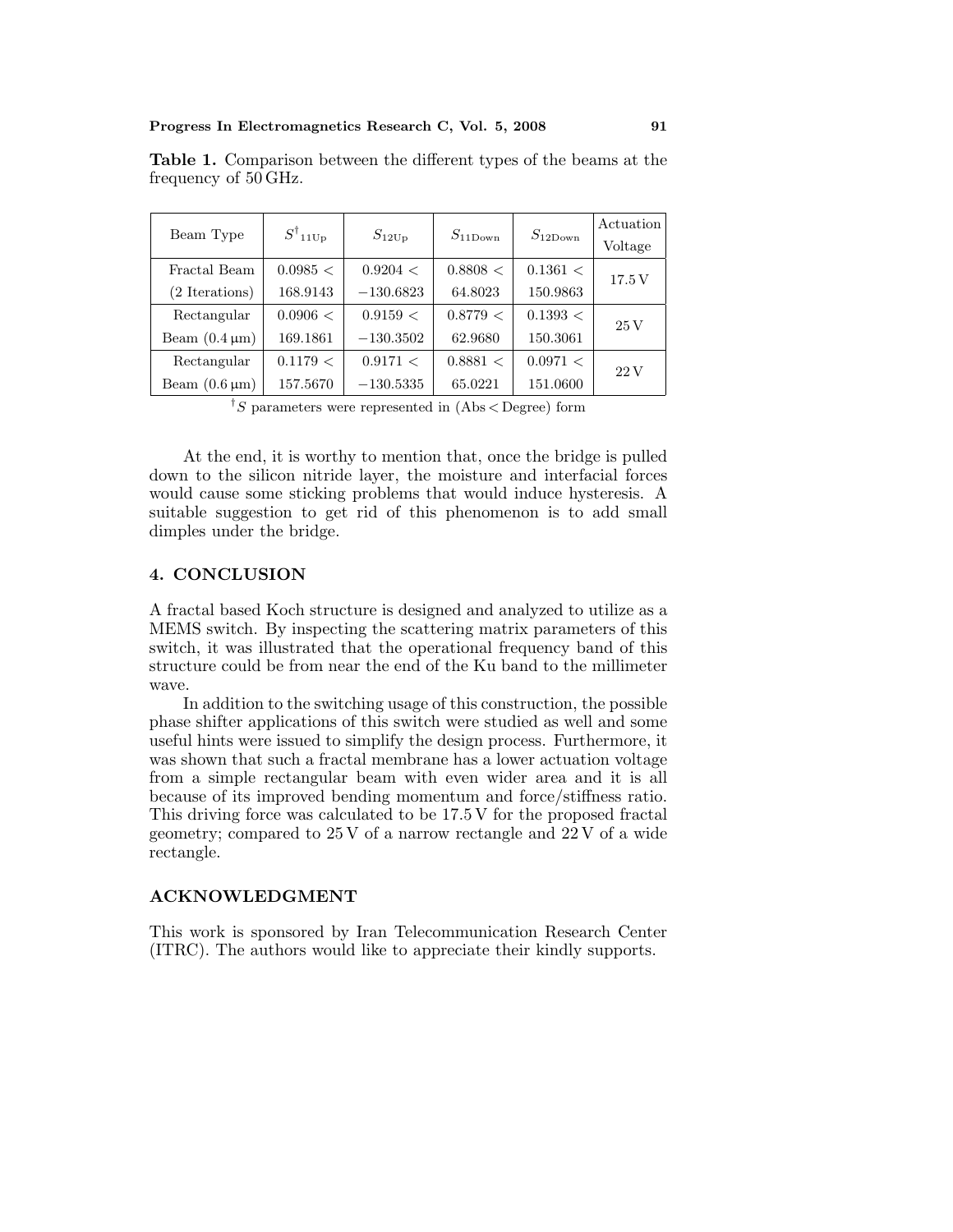**Table 1.** Comparison between the different types of the beams at the frequency of 50 GHz.

| Beam Type | $S^{\dagger}_{11\text{Up}}$ | $S_{12\text{Up}}$ | $S_{11\text{Down}}$ | $S_{12\text{Down}}$ | Actuation Voltage |
|---|---|---|---|---|---|
| Fractal Beam (2 Iterations) | 0.0985 < 168.9143 | 0.9204 < −130.6823 | 0.8808 < 64.8023 | 0.1361 < 150.9863 | 17.5 V |
| Rectangular Beam (0.4 µm) | 0.0906 < 169.1861 | 0.9159 < −130.3502 | 0.8779 < 62.9680 | 0.1393 < 150.3061 | 25 V |
| Rectangular Beam (0.6 µm) | 0.1179 < 157.5670 | 0.9171 < −130.5335 | 0.8881 < 65.0221 | 0.0971 < 151.0600 | 22 V |

$^{\dagger}S$ parameters were represented in (Abs < Degree) form

At the end, it is worthy to mention that, once the bridge is pulled down to the silicon nitride layer, the moisture and interfacial forces would cause some sticking problems that would induce hysteresis. A suitable suggestion to get rid of this phenomenon is to add small dimples under the bridge.

## 4. CONCLUSION

A fractal based Koch structure is designed and analyzed to utilize as a MEMS switch. By inspecting the scattering matrix parameters of this switch, it was illustrated that the operational frequency band of this structure could be from near the end of the Ku band to the millimeter wave.

In addition to the switching usage of this construction, the possible phase shifter applications of this switch were studied as well and some useful hints were issued to simplify the design process. Furthermore, it was shown that such a fractal membrane has a lower actuation voltage from a simple rectangular beam with even wider area and it is all because of its improved bending momentum and force/stiffness ratio. This driving force was calculated to be 17.5 V for the proposed fractal geometry; compared to 25 V of a narrow rectangle and 22 V of a wide rectangle.

## ACKNOWLEDGMENT

This work is sponsored by Iran Telecommunication Research Center (ITRC). The authors would like to appreciate their kindly supports.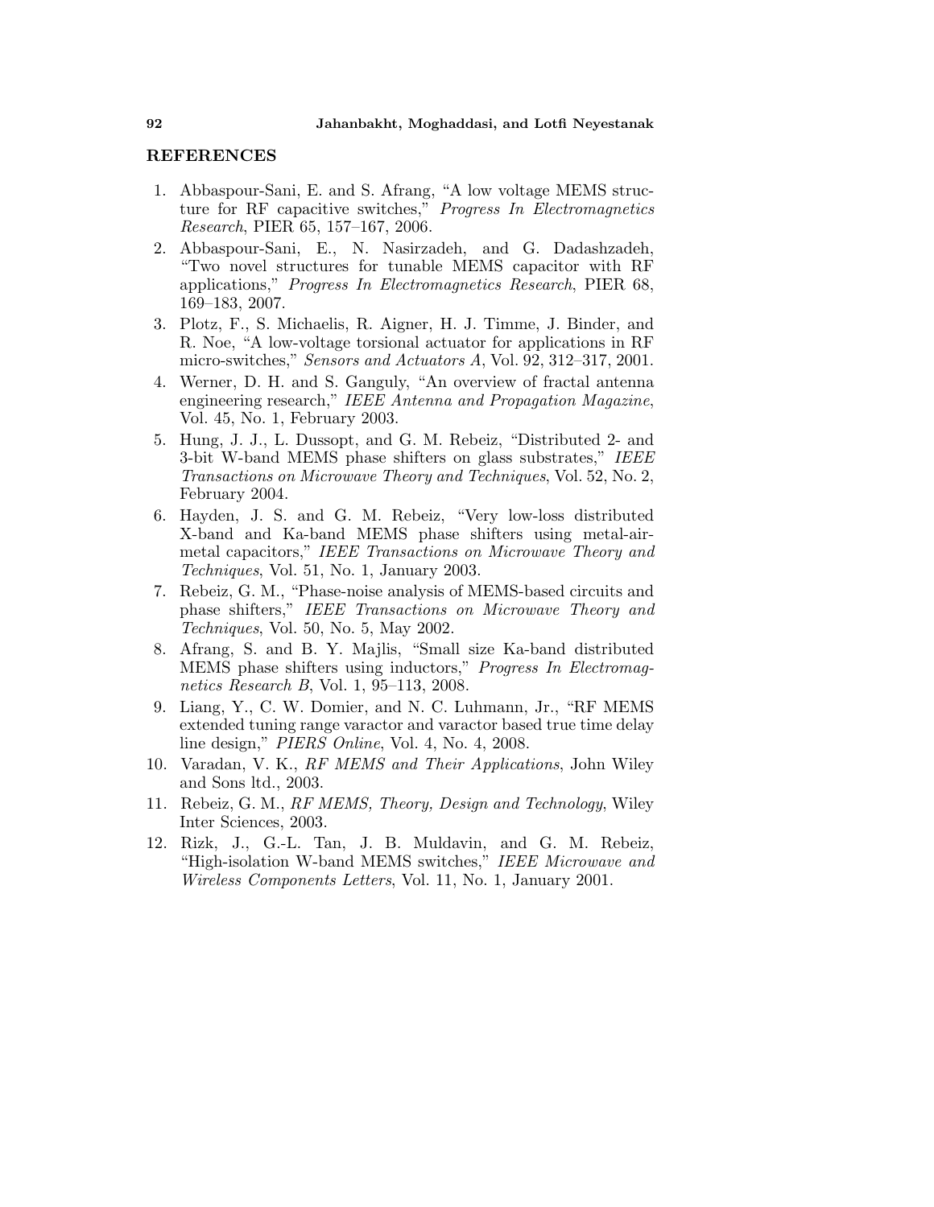## REFERENCES

1. Abbaspour-Sani, E. and S. Afrang, "A low voltage MEMS structure for RF capacitive switches," *Progress In Electromagnetics Research*, PIER 65, 157–167, 2006.
2. Abbaspour-Sani, E., N. Nasirzadeh, and G. Dadashzadeh, "Two novel structures for tunable MEMS capacitor with RF applications," *Progress In Electromagnetics Research*, PIER 68, 169–183, 2007.
3. Plotz, F., S. Michaelis, R. Aigner, H. J. Timme, J. Binder, and R. Noe, "A low-voltage torsional actuator for applications in RF micro-switches," *Sensors and Actuators A*, Vol. 92, 312–317, 2001.
4. Werner, D. H. and S. Ganguly, "An overview of fractal antenna engineering research," *IEEE Antenna and Propagation Magazine*, Vol. 45, No. 1, February 2003.
5. Hung, J. J., L. Dussopt, and G. M. Rebeiz, "Distributed 2- and 3-bit W-band MEMS phase shifters on glass substrates," *IEEE Transactions on Microwave Theory and Techniques*, Vol. 52, No. 2, February 2004.
6. Hayden, J. S. and G. M. Rebeiz, "Very low-loss distributed X-band and Ka-band MEMS phase shifters using metal-air-metal capacitors," *IEEE Transactions on Microwave Theory and Techniques*, Vol. 51, No. 1, January 2003.
7. Rebeiz, G. M., "Phase-noise analysis of MEMS-based circuits and phase shifters," *IEEE Transactions on Microwave Theory and Techniques*, Vol. 50, No. 5, May 2002.
8. Afrang, S. and B. Y. Majlis, "Small size Ka-band distributed MEMS phase shifters using inductors," *Progress In Electromagnetics Research B*, Vol. 1, 95–113, 2008.
9. Liang, Y., C. W. Domier, and N. C. Luhmann, Jr., "RF MEMS extended tuning range varactor and varactor based true time delay line design," *PIERS Online*, Vol. 4, No. 4, 2008.
10. Varadan, V. K., *RF MEMS and Their Applications*, John Wiley and Sons ltd., 2003.
11. Rebeiz, G. M., *RF MEMS, Theory, Design and Technology*, Wiley Inter Sciences, 2003.
12. Rizk, J., G.-L. Tan, J. B. Muldavin, and G. M. Rebeiz, "High-isolation W-band MEMS switches," *IEEE Microwave and Wireless Components Letters*, Vol. 11, No. 1, January 2001.